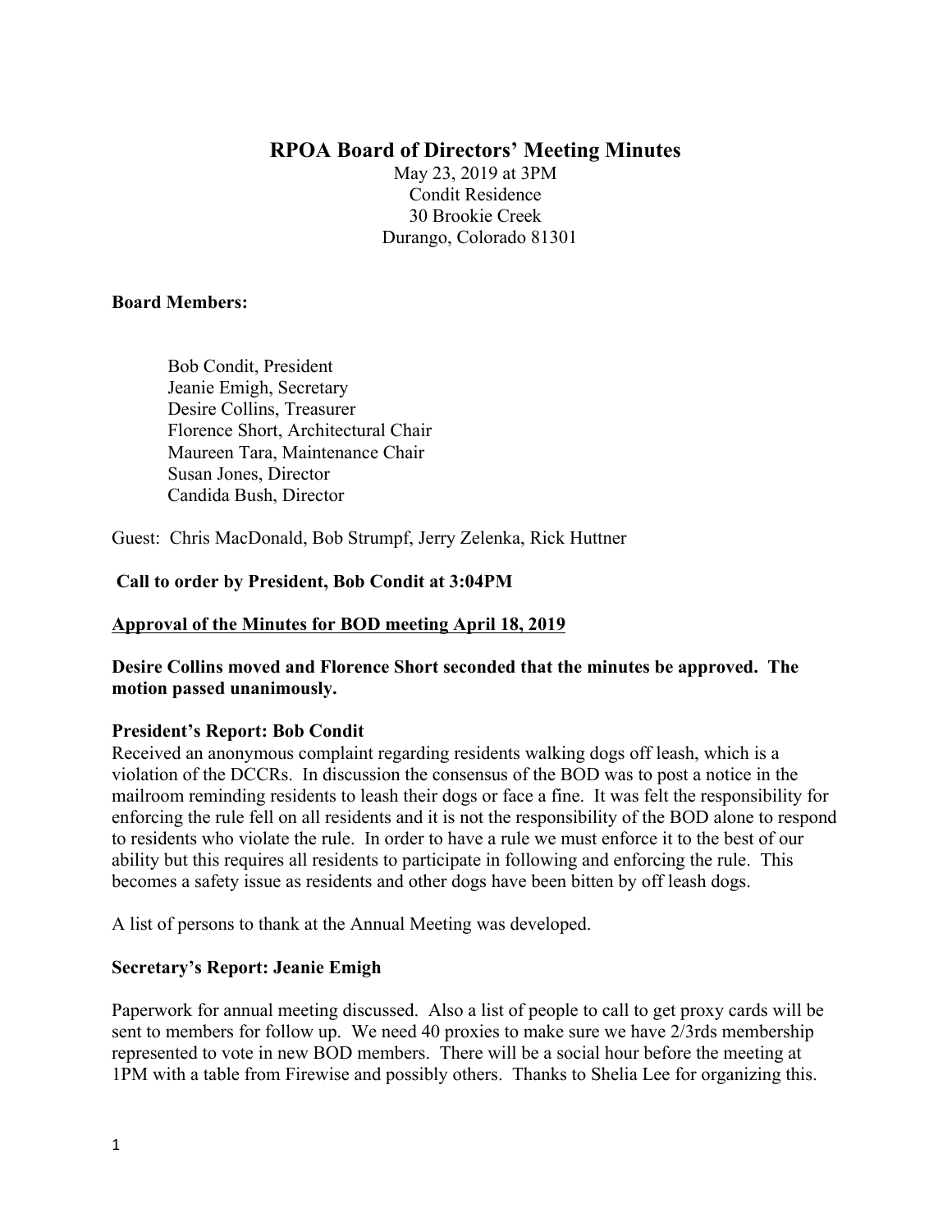# RPOA Board of Directors' Meeting Minutes

May 23, 2019 at 3PM
Condit Residence
30 Brookie Creek
Durango, Colorado 81301

**Board Members:**

Bob Condit, President
Jeanie Emigh, Secretary
Desire Collins, Treasurer
Florence Short, Architectural Chair
Maureen Tara, Maintenance Chair
Susan Jones, Director
Candida Bush, Director

Guest: Chris MacDonald, Bob Strumpf, Jerry Zelenka, Rick Huttner

**Call to order by President, Bob Condit at 3:04PM**

**Approval of the Minutes for BOD meeting April 18, 2019**

**Desire Collins moved and Florence Short seconded that the minutes be approved. The motion passed unanimously.**

**President's Report: Bob Condit**

Received an anonymous complaint regarding residents walking dogs off leash, which is a violation of the DCCRs. In discussion the consensus of the BOD was to post a notice in the mailroom reminding residents to leash their dogs or face a fine. It was felt the responsibility for enforcing the rule fell on all residents and it is not the responsibility of the BOD alone to respond to residents who violate the rule. In order to have a rule we must enforce it to the best of our ability but this requires all residents to participate in following and enforcing the rule. This becomes a safety issue as residents and other dogs have been bitten by off leash dogs.

A list of persons to thank at the Annual Meeting was developed.

**Secretary's Report: Jeanie Emigh**

Paperwork for annual meeting discussed. Also a list of people to call to get proxy cards will be sent to members for follow up. We need 40 proxies to make sure we have 2/3rds membership represented to vote in new BOD members. There will be a social hour before the meeting at 1PM with a table from Firewise and possibly others. Thanks to Shelia Lee for organizing this.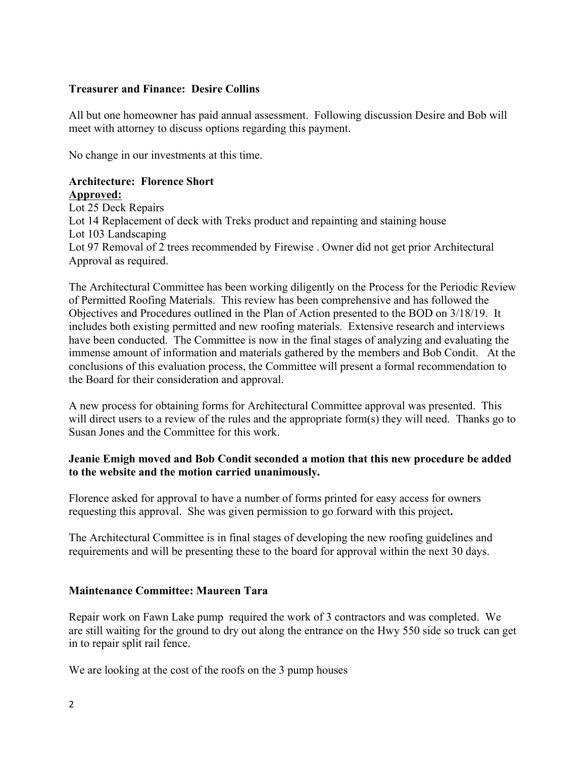**Treasurer and Finance: Desire Collins**

All but one homeowner has paid annual assessment. Following discussion Desire and Bob will meet with attorney to discuss options regarding this payment.

No change in our investments at this time.

**Architecture: Florence Short**

**Approved:**

Lot 25 Deck Repairs
Lot 14 Replacement of deck with Treks product and repainting and staining house
Lot 103 Landscaping
Lot 97 Removal of 2 trees recommended by Firewise . Owner did not get prior Architectural Approval as required.

The Architectural Committee has been working diligently on the Process for the Periodic Review of Permitted Roofing Materials. This review has been comprehensive and has followed the Objectives and Procedures outlined in the Plan of Action presented to the BOD on 3/18/19. It includes both existing permitted and new roofing materials. Extensive research and interviews have been conducted. The Committee is now in the final stages of analyzing and evaluating the immense amount of information and materials gathered by the members and Bob Condit. At the conclusions of this evaluation process, the Committee will present a formal recommendation to the Board for their consideration and approval.

A new process for obtaining forms for Architectural Committee approval was presented. This will direct users to a review of the rules and the appropriate form(s) they will need. Thanks go to Susan Jones and the Committee for this work.

**Jeanie Emigh moved and Bob Condit seconded a motion that this new procedure be added to the website and the motion carried unanimously.**

Florence asked for approval to have a number of forms printed for easy access for owners requesting this approval. She was given permission to go forward with this project**.**

The Architectural Committee is in final stages of developing the new roofing guidelines and requirements and will be presenting these to the board for approval within the next 30 days.

**Maintenance Committee: Maureen Tara**

Repair work on Fawn Lake pump required the work of 3 contractors and was completed. We are still waiting for the ground to dry out along the entrance on the Hwy 550 side so truck can get in to repair split rail fence.

We are looking at the cost of the roofs on the 3 pump houses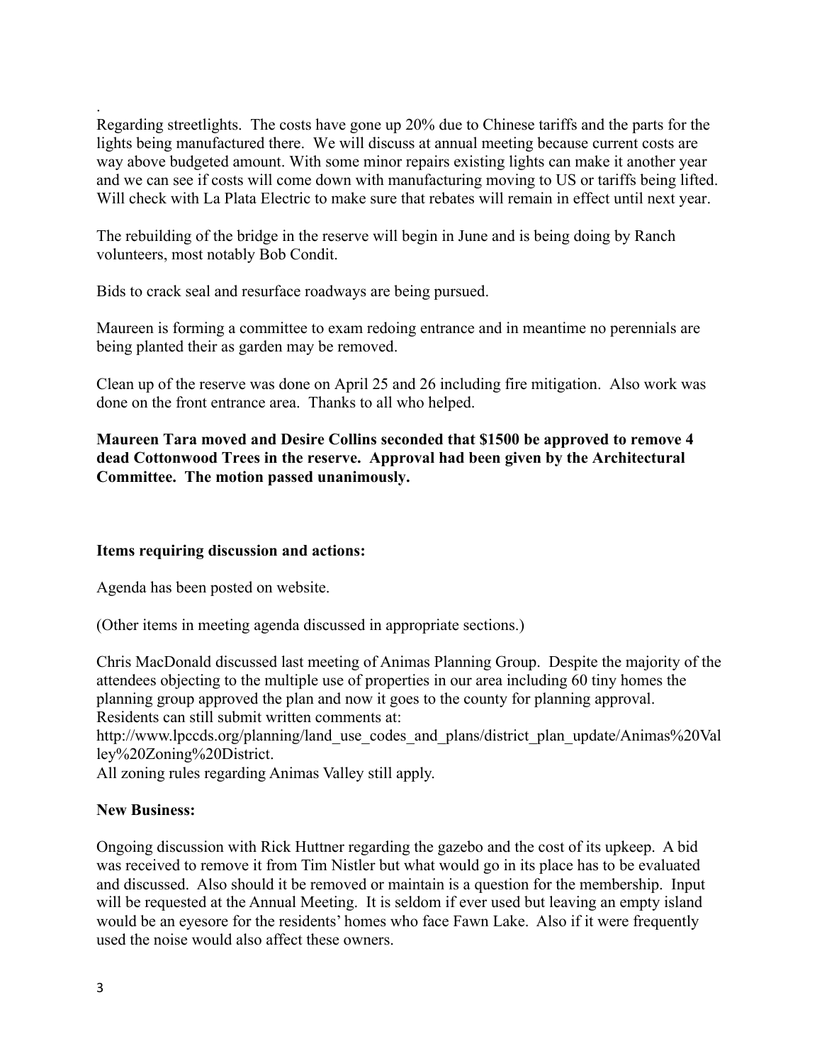.
Regarding streetlights. The costs have gone up 20% due to Chinese tariffs and the parts for the lights being manufactured there. We will discuss at annual meeting because current costs are way above budgeted amount. With some minor repairs existing lights can make it another year and we can see if costs will come down with manufacturing moving to US or tariffs being lifted. Will check with La Plata Electric to make sure that rebates will remain in effect until next year.

The rebuilding of the bridge in the reserve will begin in June and is being doing by Ranch volunteers, most notably Bob Condit.

Bids to crack seal and resurface roadways are being pursued.

Maureen is forming a committee to exam redoing entrance and in meantime no perennials are being planted their as garden may be removed.

Clean up of the reserve was done on April 25 and 26 including fire mitigation. Also work was done on the front entrance area. Thanks to all who helped.

**Maureen Tara moved and Desire Collins seconded that $1500 be approved to remove 4 dead Cottonwood Trees in the reserve. Approval had been given by the Architectural Committee. The motion passed unanimously.**

**Items requiring discussion and actions:**

Agenda has been posted on website.

(Other items in meeting agenda discussed in appropriate sections.)

Chris MacDonald discussed last meeting of Animas Planning Group. Despite the majority of the attendees objecting to the multiple use of properties in our area including 60 tiny homes the planning group approved the plan and now it goes to the county for planning approval. Residents can still submit written comments at:
http://www.lpccds.org/planning/land_use_codes_and_plans/district_plan_update/Animas%20Valley%20Zoning%20District.
All zoning rules regarding Animas Valley still apply.

**New Business:**

Ongoing discussion with Rick Huttner regarding the gazebo and the cost of its upkeep. A bid was received to remove it from Tim Nistler but what would go in its place has to be evaluated and discussed. Also should it be removed or maintain is a question for the membership. Input will be requested at the Annual Meeting. It is seldom if ever used but leaving an empty island would be an eyesore for the residents' homes who face Fawn Lake. Also if it were frequently used the noise would also affect these owners.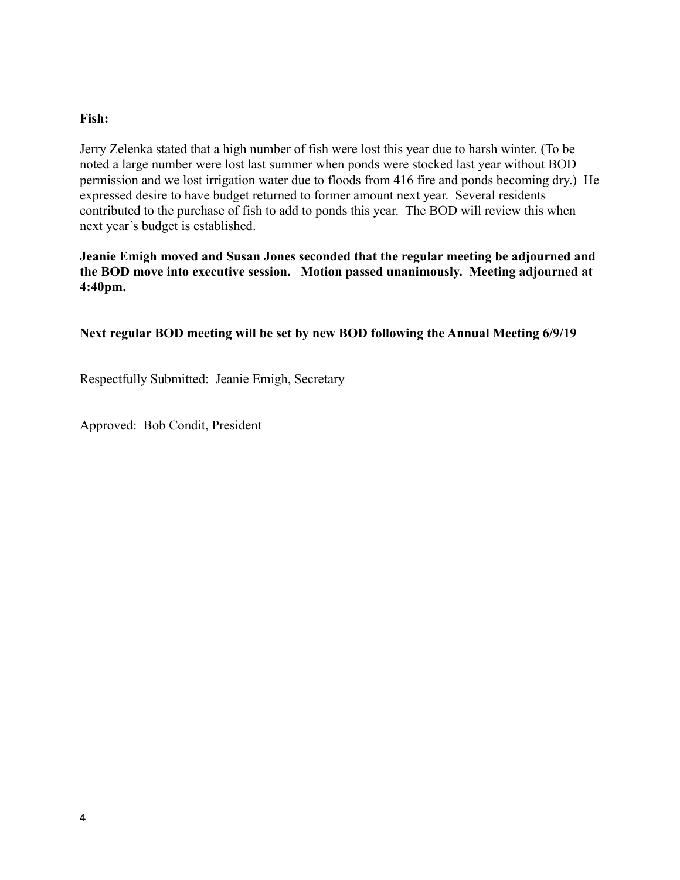**Fish:**

Jerry Zelenka stated that a high number of fish were lost this year due to harsh winter. (To be noted a large number were lost last summer when ponds were stocked last year without BOD permission and we lost irrigation water due to floods from 416 fire and ponds becoming dry.) He expressed desire to have budget returned to former amount next year. Several residents contributed to the purchase of fish to add to ponds this year. The BOD will review this when next year's budget is established.

**Jeanie Emigh moved and Susan Jones seconded that the regular meeting be adjourned and the BOD move into executive session. Motion passed unanimously. Meeting adjourned at 4:40pm.**

**Next regular BOD meeting will be set by new BOD following the Annual Meeting 6/9/19**

Respectfully Submitted: Jeanie Emigh, Secretary

Approved: Bob Condit, President